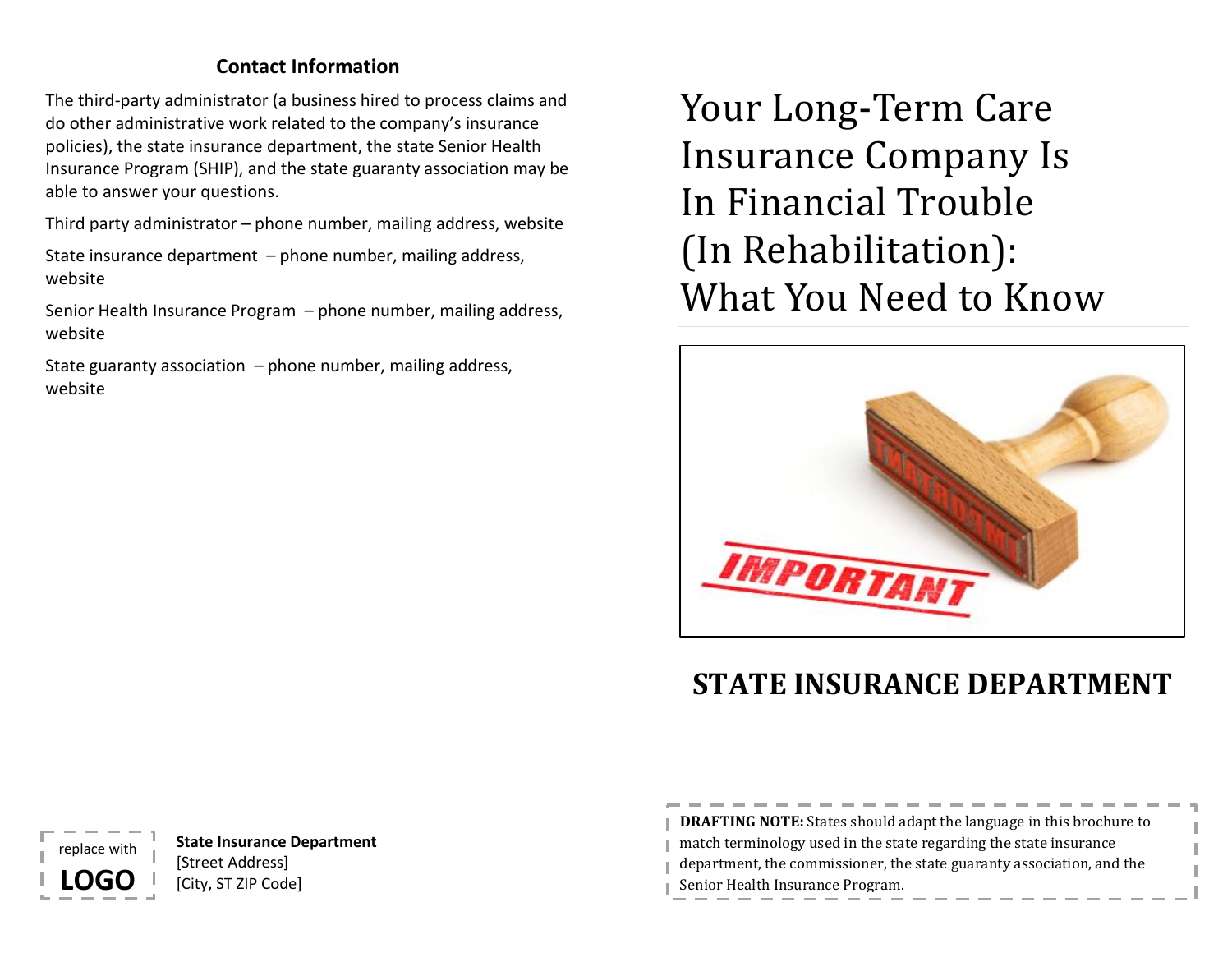## Contact Information

The third-party administrator (a business hired to process claims and do other administrative work related to the company's insurance policies), the state insurance department, the state Senior Health Insurance Program (SHIP), and the state guaranty association may be able to answer your questions.

Third party administrator – phone number, mailing address, website

State insurance department – phone number, mailing address, website

Senior Health Insurance Program – phone number, mailing address, website

State guaranty association – phone number, mailing address, website

replace with **LOGO**

**State Insurance Department**
[Street Address]
[City, ST ZIP Code]

# Your Long-Term Care Insurance Company Is In Financial Trouble (In Rehabilitation): What You Need to Know

## STATE INSURANCE DEPARTMENT

**DRAFTING NOTE:** States should adapt the language in this brochure to match terminology used in the state regarding the state insurance department, the commissioner, the state guaranty association, and the Senior Health Insurance Program.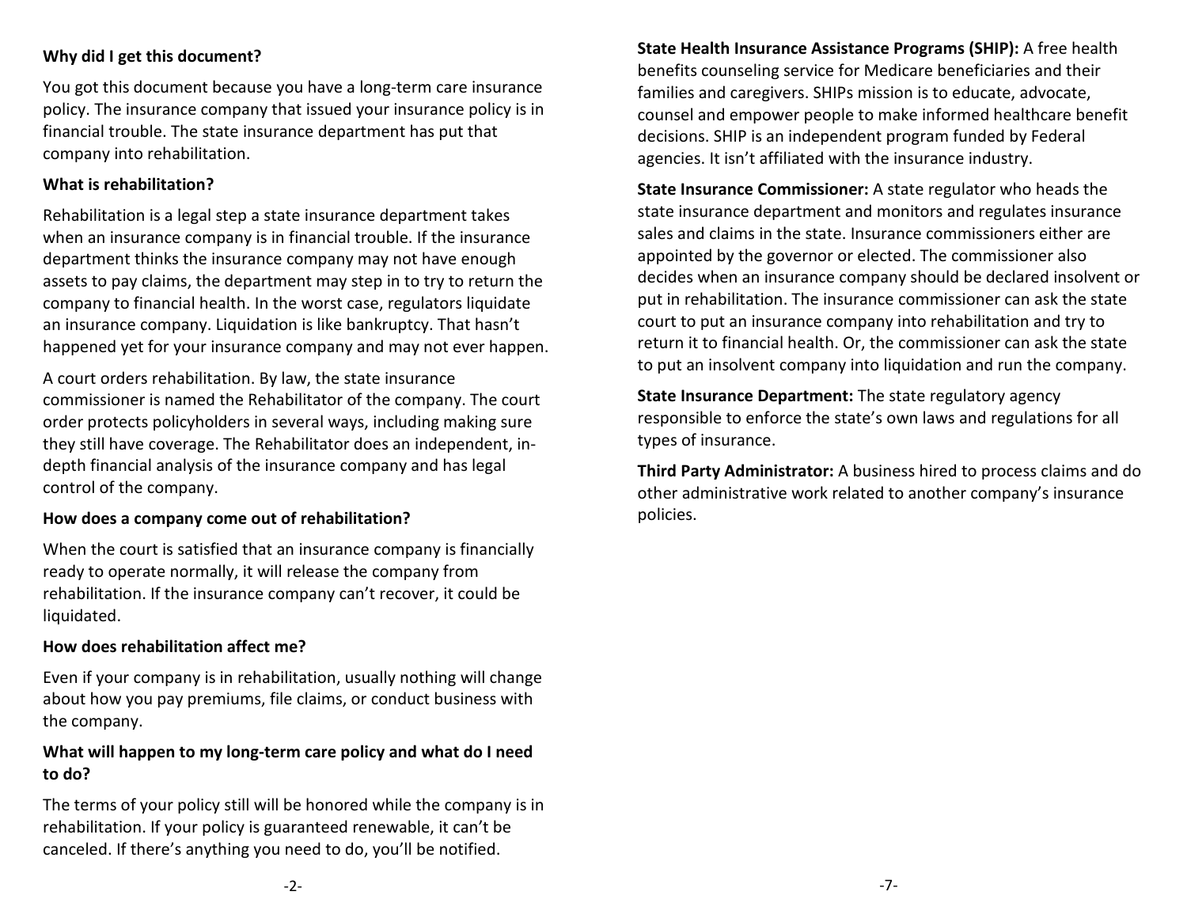**Why did I get this document?**

You got this document because you have a long-term care insurance policy. The insurance company that issued your insurance policy is in financial trouble. The state insurance department has put that company into rehabilitation.

**What is rehabilitation?**

Rehabilitation is a legal step a state insurance department takes when an insurance company is in financial trouble. If the insurance department thinks the insurance company may not have enough assets to pay claims, the department may step in to try to return the company to financial health. In the worst case, regulators liquidate an insurance company. Liquidation is like bankruptcy. That hasn't happened yet for your insurance company and may not ever happen.

A court orders rehabilitation. By law, the state insurance commissioner is named the Rehabilitator of the company. The court order protects policyholders in several ways, including making sure they still have coverage. The Rehabilitator does an independent, in-depth financial analysis of the insurance company and has legal control of the company.

**How does a company come out of rehabilitation?**

When the court is satisfied that an insurance company is financially ready to operate normally, it will release the company from rehabilitation. If the insurance company can't recover, it could be liquidated.

**How does rehabilitation affect me?**

Even if your company is in rehabilitation, usually nothing will change about how you pay premiums, file claims, or conduct business with the company.

**What will happen to my long-term care policy and what do I need to do?**

The terms of your policy still will be honored while the company is in rehabilitation. If your policy is guaranteed renewable, it can't be canceled. If there's anything you need to do, you'll be notified.

**State Health Insurance Assistance Programs (SHIP):** A free health benefits counseling service for Medicare beneficiaries and their families and caregivers. SHIPs mission is to educate, advocate, counsel and empower people to make informed healthcare benefit decisions. SHIP is an independent program funded by Federal agencies. It isn't affiliated with the insurance industry.

**State Insurance Commissioner:** A state regulator who heads the state insurance department and monitors and regulates insurance sales and claims in the state. Insurance commissioners either are appointed by the governor or elected. The commissioner also decides when an insurance company should be declared insolvent or put in rehabilitation. The insurance commissioner can ask the state court to put an insurance company into rehabilitation and try to return it to financial health. Or, the commissioner can ask the state to put an insolvent company into liquidation and run the company.

**State Insurance Department:** The state regulatory agency responsible to enforce the state's own laws and regulations for all types of insurance.

**Third Party Administrator:** A business hired to process claims and do other administrative work related to another company's insurance policies.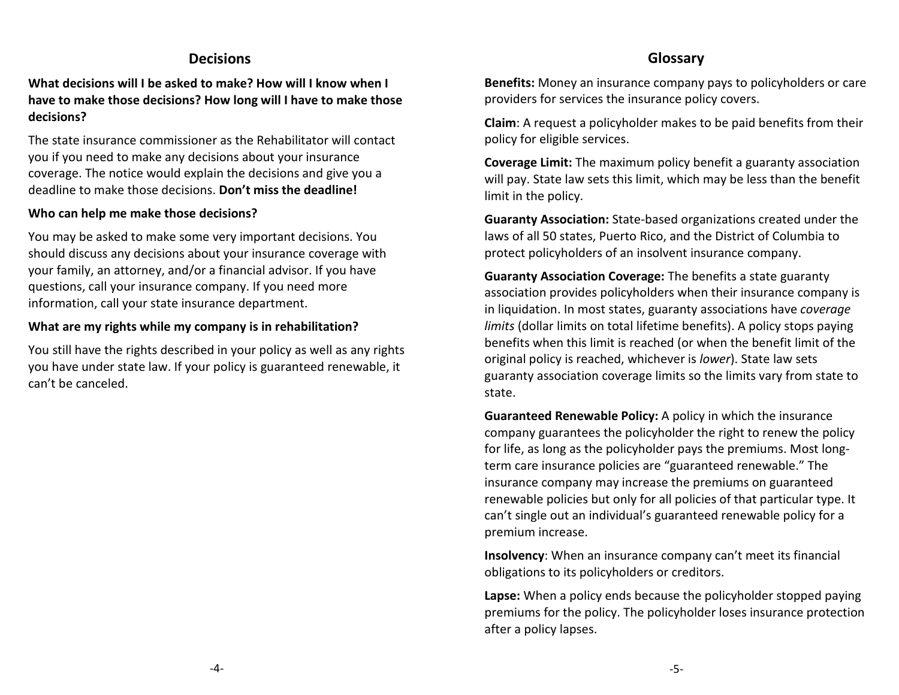## Decisions

**What decisions will I be asked to make? How will I know when I have to make those decisions? How long will I have to make those decisions?**

The state insurance commissioner as the Rehabilitator will contact you if you need to make any decisions about your insurance coverage. The notice would explain the decisions and give you a deadline to make those decisions. **Don't miss the deadline!**

**Who can help me make those decisions?**

You may be asked to make some very important decisions. You should discuss any decisions about your insurance coverage with your family, an attorney, and/or a financial advisor. If you have questions, call your insurance company. If you need more information, call your state insurance department.

**What are my rights while my company is in rehabilitation?**

You still have the rights described in your policy as well as any rights you have under state law. If your policy is guaranteed renewable, it can't be canceled.

## Glossary

**Benefits:** Money an insurance company pays to policyholders or care providers for services the insurance policy covers.

**Claim**: A request a policyholder makes to be paid benefits from their policy for eligible services.

**Coverage Limit:** The maximum policy benefit a guaranty association will pay. State law sets this limit, which may be less than the benefit limit in the policy.

**Guaranty Association:** State-based organizations created under the laws of all 50 states, Puerto Rico, and the District of Columbia to protect policyholders of an insolvent insurance company.

**Guaranty Association Coverage:** The benefits a state guaranty association provides policyholders when their insurance company is in liquidation. In most states, guaranty associations have *coverage limits* (dollar limits on total lifetime benefits). A policy stops paying benefits when this limit is reached (or when the benefit limit of the original policy is reached, whichever is *lower*). State law sets guaranty association coverage limits so the limits vary from state to state.

**Guaranteed Renewable Policy:** A policy in which the insurance company guarantees the policyholder the right to renew the policy for life, as long as the policyholder pays the premiums. Most long-term care insurance policies are "guaranteed renewable." The insurance company may increase the premiums on guaranteed renewable policies but only for all policies of that particular type. It can't single out an individual's guaranteed renewable policy for a premium increase.

**Insolvency**: When an insurance company can't meet its financial obligations to its policyholders or creditors.

**Lapse:** When a policy ends because the policyholder stopped paying premiums for the policy. The policyholder loses insurance protection after a policy lapses.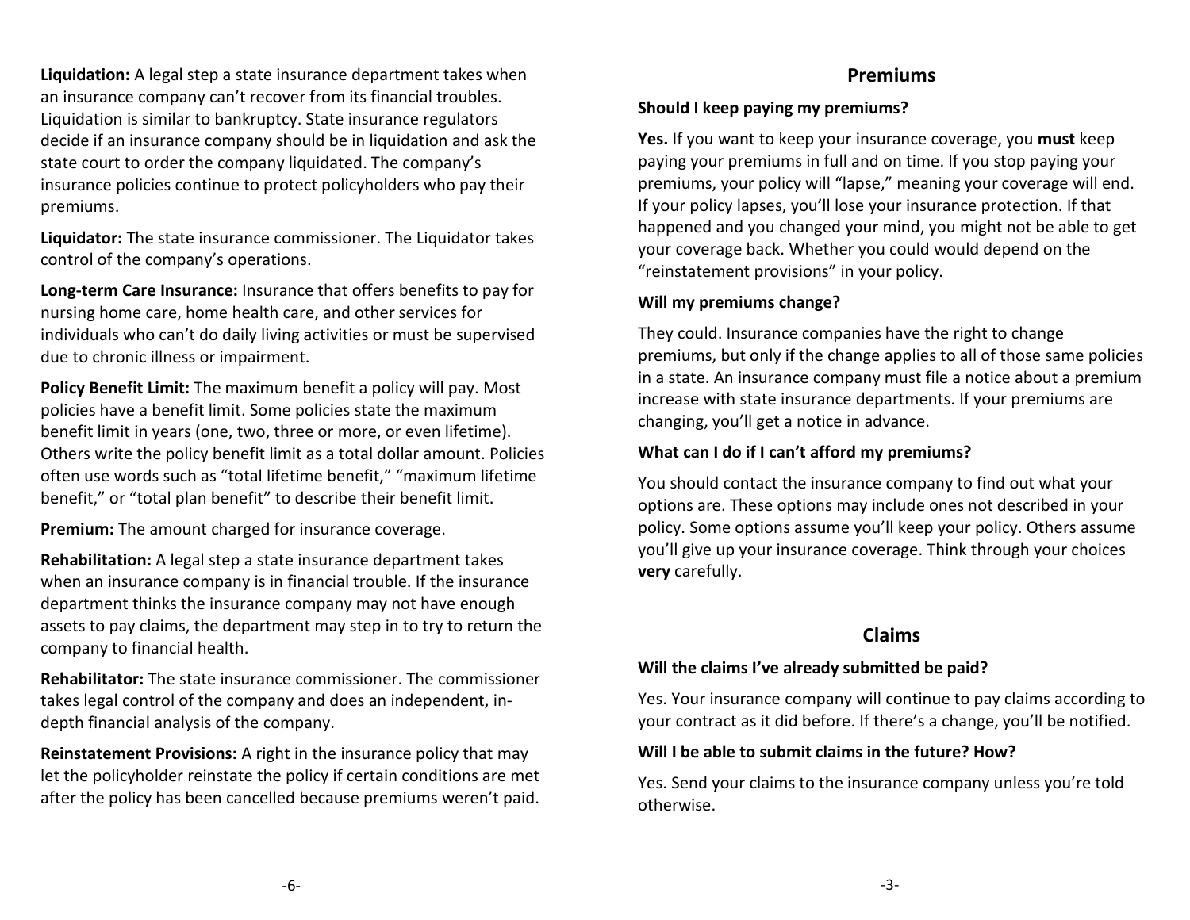**Liquidation:** A legal step a state insurance department takes when an insurance company can't recover from its financial troubles. Liquidation is similar to bankruptcy. State insurance regulators decide if an insurance company should be in liquidation and ask the state court to order the company liquidated. The company's insurance policies continue to protect policyholders who pay their premiums.

**Liquidator:** The state insurance commissioner. The Liquidator takes control of the company's operations.

**Long-term Care Insurance:** Insurance that offers benefits to pay for nursing home care, home health care, and other services for individuals who can't do daily living activities or must be supervised due to chronic illness or impairment.

**Policy Benefit Limit:** The maximum benefit a policy will pay. Most policies have a benefit limit. Some policies state the maximum benefit limit in years (one, two, three or more, or even lifetime). Others write the policy benefit limit as a total dollar amount. Policies often use words such as "total lifetime benefit," "maximum lifetime benefit," or "total plan benefit" to describe their benefit limit.

**Premium:** The amount charged for insurance coverage.

**Rehabilitation:** A legal step a state insurance department takes when an insurance company is in financial trouble. If the insurance department thinks the insurance company may not have enough assets to pay claims, the department may step in to try to return the company to financial health.

**Rehabilitator:** The state insurance commissioner. The commissioner takes legal control of the company and does an independent, in-depth financial analysis of the company.

**Reinstatement Provisions:** A right in the insurance policy that may let the policyholder reinstate the policy if certain conditions are met after the policy has been cancelled because premiums weren't paid.

## Premiums

**Should I keep paying my premiums?**

**Yes.** If you want to keep your insurance coverage, you **must** keep paying your premiums in full and on time. If you stop paying your premiums, your policy will "lapse," meaning your coverage will end. If your policy lapses, you'll lose your insurance protection. If that happened and you changed your mind, you might not be able to get your coverage back. Whether you could would depend on the "reinstatement provisions" in your policy.

**Will my premiums change?**

They could. Insurance companies have the right to change premiums, but only if the change applies to all of those same policies in a state. An insurance company must file a notice about a premium increase with state insurance departments. If your premiums are changing, you'll get a notice in advance.

**What can I do if I can't afford my premiums?**

You should contact the insurance company to find out what your options are. These options may include ones not described in your policy. Some options assume you'll keep your policy. Others assume you'll give up your insurance coverage. Think through your choices **very** carefully.

## Claims

**Will the claims I've already submitted be paid?**

Yes. Your insurance company will continue to pay claims according to your contract as it did before. If there's a change, you'll be notified.

**Will I be able to submit claims in the future? How?**

Yes. Send your claims to the insurance company unless you're told otherwise.